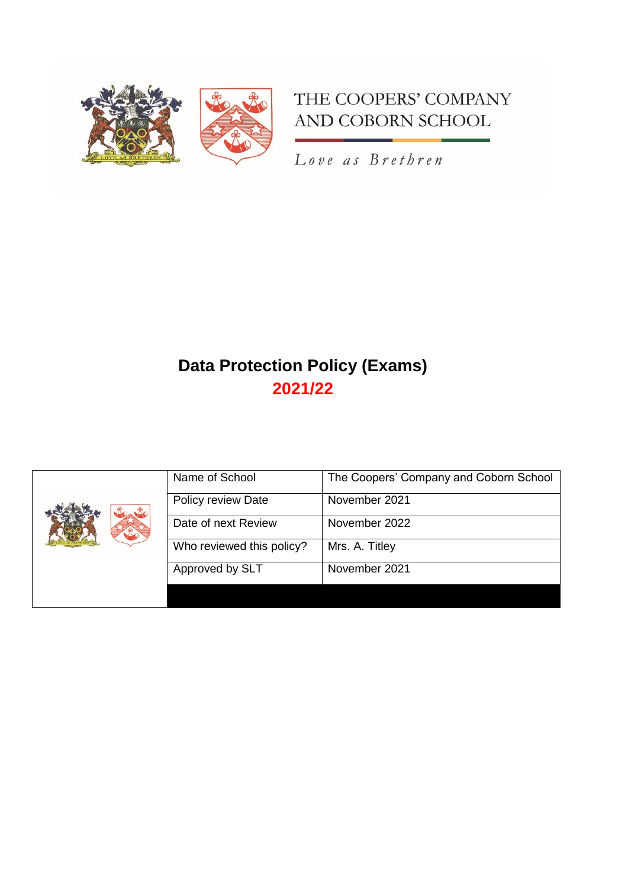THE COOPERS' COMPANY AND COBORN SCHOOL

*Love as Brethren*

# Data Protection Policy (Exams)

## 2021/22

| | | |
|---|---|---|
| | Name of School | The Coopers' Company and Coborn School |
| | Policy review Date | November 2021 |
| | Date of next Review | November 2022 |
| | Who reviewed this policy? | Mrs. A. Titley |
| | Approved by SLT | November 2021 |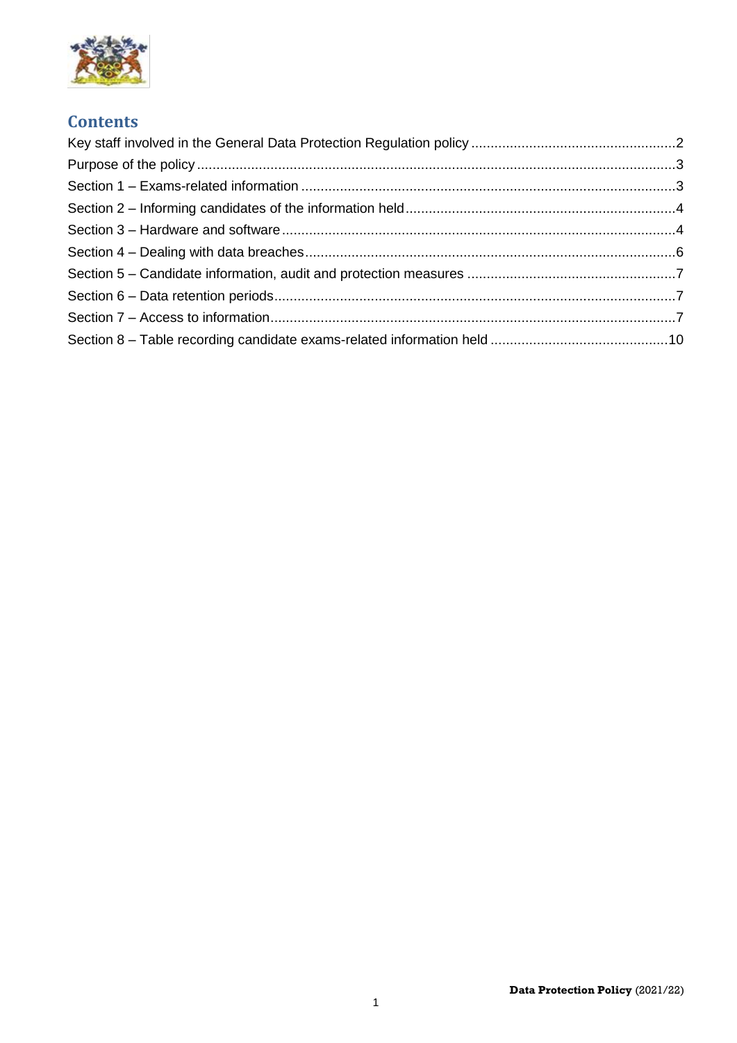## Contents

Key staff involved in the General Data Protection Regulation policy ..................................................2
Purpose of the policy ..........................................................................................................................3
Section 1 – Exams-related information ...............................................................................................3
Section 2 – Informing candidates of the information held....................................................................4
Section 3 – Hardware and software ....................................................................................................4
Section 4 – Dealing with data breaches...............................................................................................6
Section 5 – Candidate information, audit and protection measures ....................................................7
Section 6 – Data retention periods.......................................................................................................7
Section 7 – Access to information........................................................................................................7
Section 8 – Table recording candidate exams-related information held ..............................................10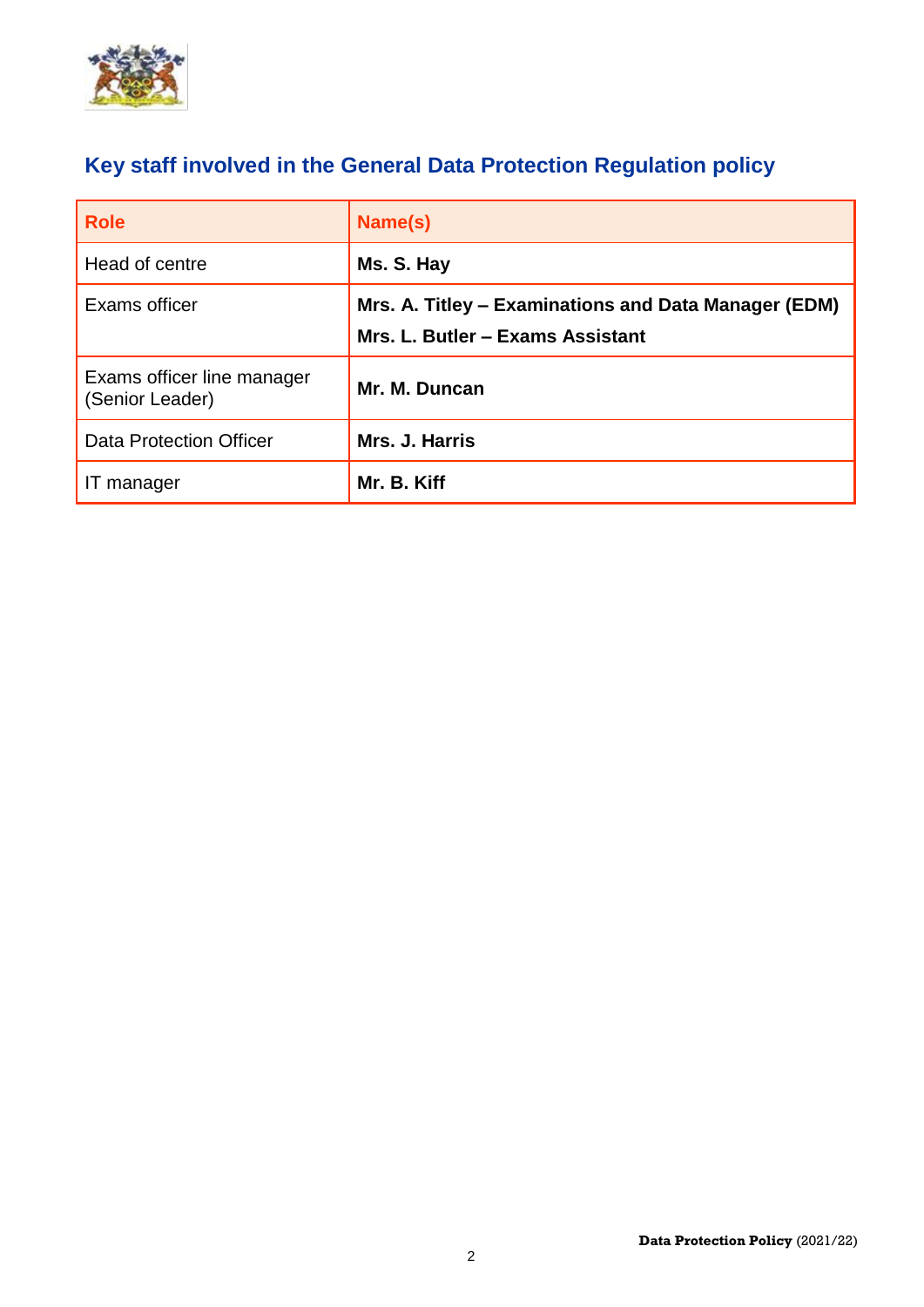## Key staff involved in the General Data Protection Regulation policy

| Role | Name(s) |
|---|---|
| Head of centre | **Ms. S. Hay** |
| Exams officer | **Mrs. A. Titley – Examinations and Data Manager (EDM)**<br>**Mrs. L. Butler – Exams Assistant** |
| Exams officer line manager (Senior Leader) | **Mr. M. Duncan** |
| Data Protection Officer | **Mrs. J. Harris** |
| IT manager | **Mr. B. Kiff** |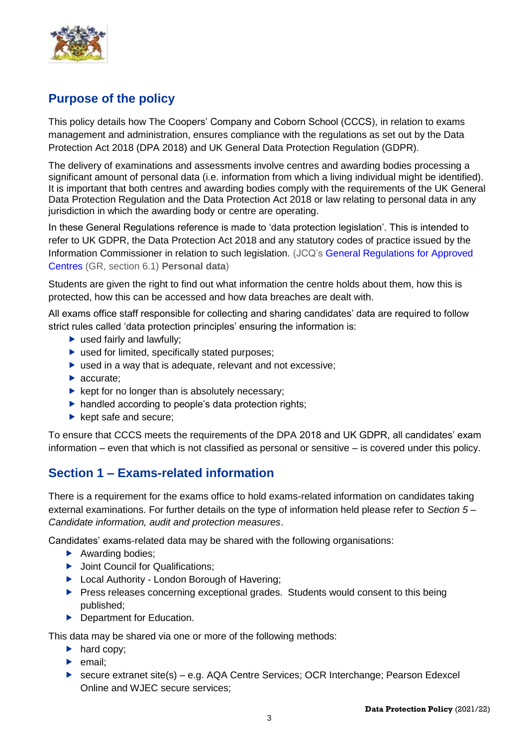## Purpose of the policy

This policy details how The Coopers' Company and Coborn School (CCCS), in relation to exams management and administration, ensures compliance with the regulations as set out by the Data Protection Act 2018 (DPA 2018) and UK General Data Protection Regulation (GDPR).

The delivery of examinations and assessments involve centres and awarding bodies processing a significant amount of personal data (i.e. information from which a living individual might be identified). It is important that both centres and awarding bodies comply with the requirements of the UK General Data Protection Regulation and the Data Protection Act 2018 or law relating to personal data in any jurisdiction in which the awarding body or centre are operating.

In these General Regulations reference is made to 'data protection legislation'. This is intended to refer to UK GDPR, the Data Protection Act 2018 and any statutory codes of practice issued by the Information Commissioner in relation to such legislation. (JCQ's General Regulations for Approved Centres (GR, section 6.1) **Personal data**)

Students are given the right to find out what information the centre holds about them, how this is protected, how this can be accessed and how data breaches are dealt with.

All exams office staff responsible for collecting and sharing candidates' data are required to follow strict rules called 'data protection principles' ensuring the information is:

- used fairly and lawfully;
- used for limited, specifically stated purposes;
- used in a way that is adequate, relevant and not excessive;
- accurate;
- kept for no longer than is absolutely necessary;
- handled according to people's data protection rights;
- kept safe and secure;

To ensure that CCCS meets the requirements of the DPA 2018 and UK GDPR, all candidates' exam information – even that which is not classified as personal or sensitive – is covered under this policy.

## Section 1 – Exams-related information

There is a requirement for the exams office to hold exams-related information on candidates taking external examinations. For further details on the type of information held please refer to *Section 5 – Candidate information, audit and protection measures*.

Candidates' exams-related data may be shared with the following organisations:

- Awarding bodies;
- Joint Council for Qualifications;
- Local Authority - London Borough of Havering;
- Press releases concerning exceptional grades. Students would consent to this being published;
- Department for Education.

This data may be shared via one or more of the following methods:

- hard copy;
- email;
- secure extranet site(s) – e.g. AQA Centre Services; OCR Interchange; Pearson Edexcel Online and WJEC secure services;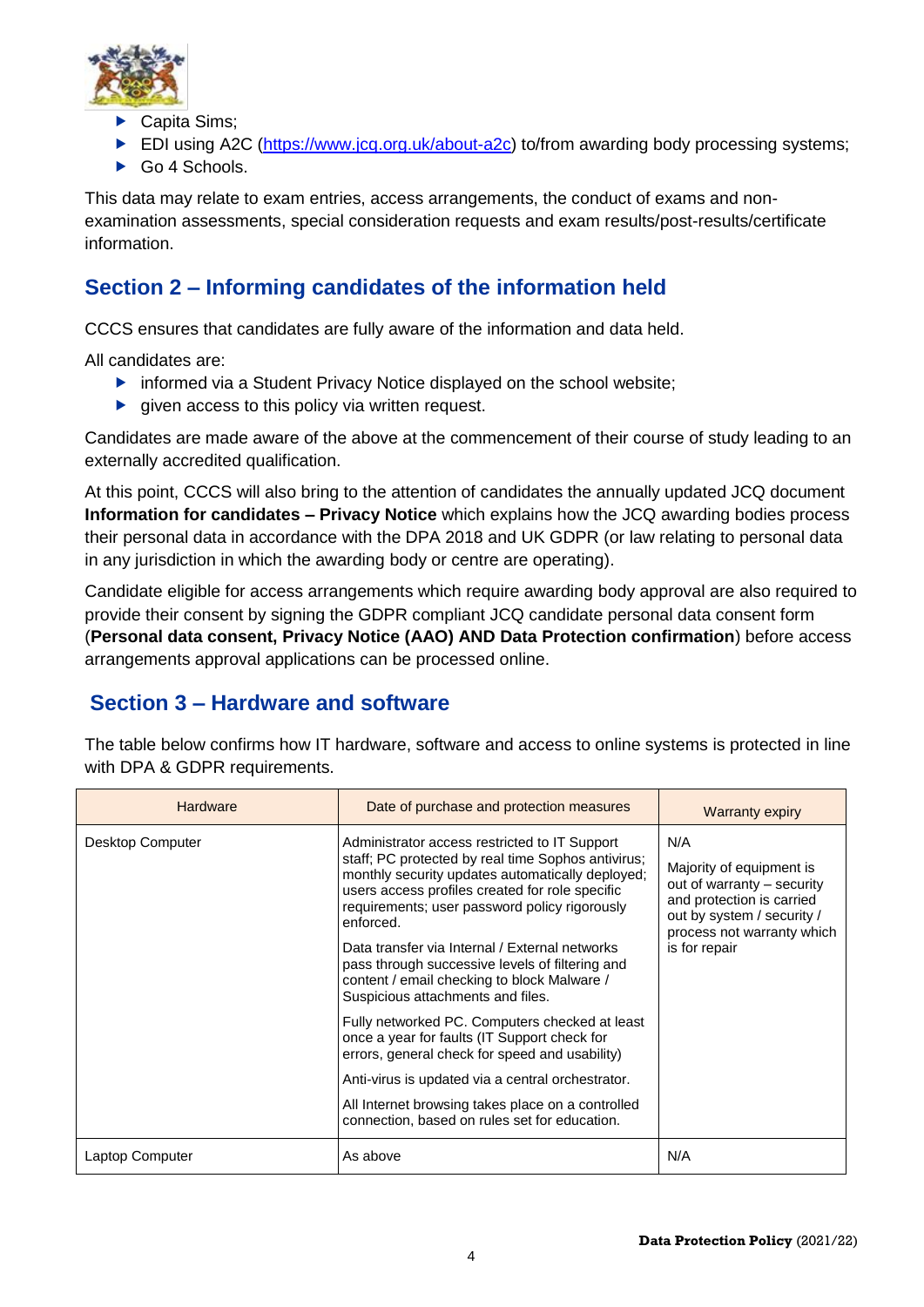- Capita Sims;
- EDI using A2C (https://www.jcq.org.uk/about-a2c) to/from awarding body processing systems;
- Go 4 Schools.

This data may relate to exam entries, access arrangements, the conduct of exams and non-examination assessments, special consideration requests and exam results/post-results/certificate information.

## Section 2 – Informing candidates of the information held

CCCS ensures that candidates are fully aware of the information and data held.

All candidates are:

- informed via a Student Privacy Notice displayed on the school website;
- given access to this policy via written request.

Candidates are made aware of the above at the commencement of their course of study leading to an externally accredited qualification.

At this point, CCCS will also bring to the attention of candidates the annually updated JCQ document **Information for candidates – Privacy Notice** which explains how the JCQ awarding bodies process their personal data in accordance with the DPA 2018 and UK GDPR (or law relating to personal data in any jurisdiction in which the awarding body or centre are operating).

Candidate eligible for access arrangements which require awarding body approval are also required to provide their consent by signing the GDPR compliant JCQ candidate personal data consent form (**Personal data consent, Privacy Notice (AAO) AND Data Protection confirmation**) before access arrangements approval applications can be processed online.

## Section 3 – Hardware and software

The table below confirms how IT hardware, software and access to online systems is protected in line with DPA & GDPR requirements.

| Hardware | Date of purchase and protection measures | Warranty expiry |
|---|---|---|
| Desktop Computer | Administrator access restricted to IT Support staff; PC protected by real time Sophos antivirus; monthly security updates automatically deployed; users access profiles created for role specific requirements; user password policy rigorously enforced.<br><br>Data transfer via Internal / External networks pass through successive levels of filtering and content / email checking to block Malware / Suspicious attachments and files.<br><br>Fully networked PC. Computers checked at least once a year for faults (IT Support check for errors, general check for speed and usability)<br><br>Anti-virus is updated via a central orchestrator.<br><br>All Internet browsing takes place on a controlled connection, based on rules set for education. | N/A<br><br>Majority of equipment is out of warranty – security and protection is carried out by system / security / process not warranty which is for repair |
| Laptop Computer | As above | N/A |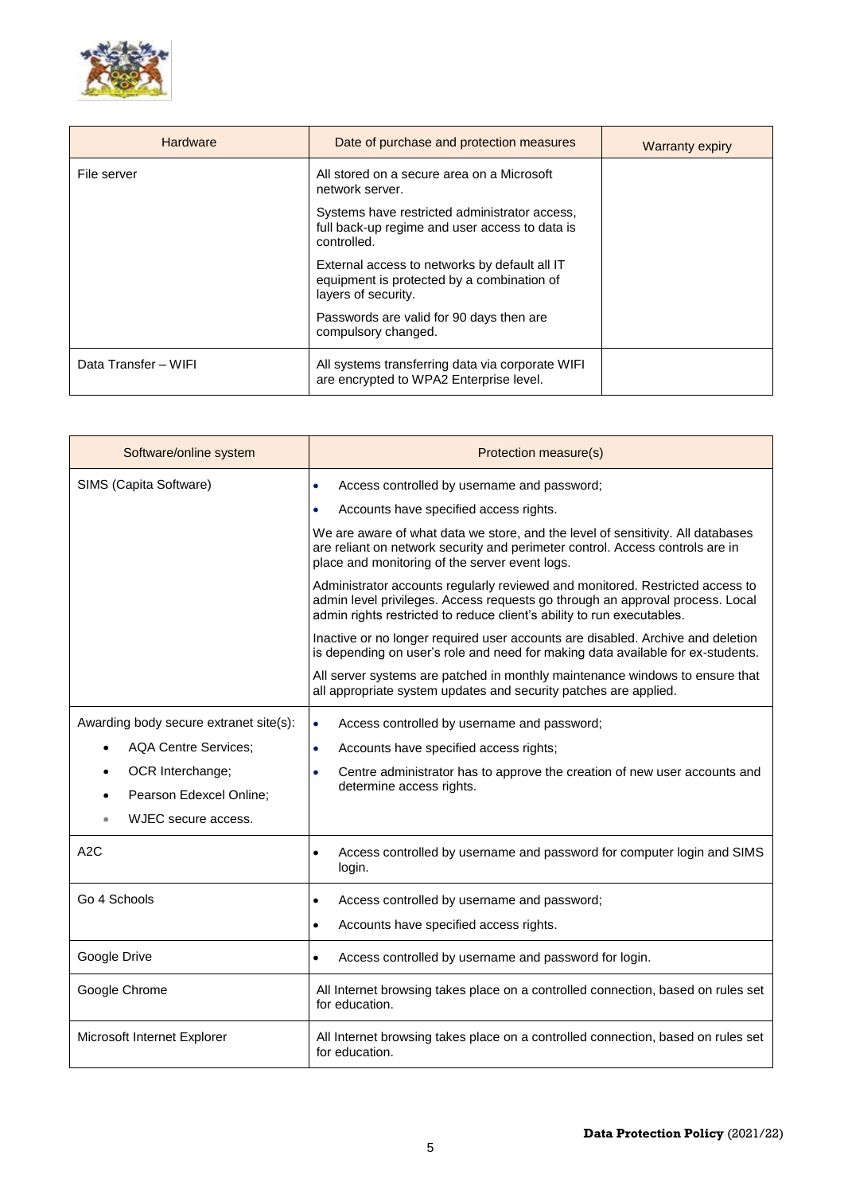| Hardware | Date of purchase and protection measures | Warranty expiry |
|---|---|---|
| File server | All stored on a secure area on a Microsoft network server.<br><br>Systems have restricted administrator access, full back-up regime and user access to data is controlled.<br><br>External access to networks by default all IT equipment is protected by a combination of layers of security.<br><br>Passwords are valid for 90 days then are compulsory changed. | |
| Data Transfer – WIFI | All systems transferring data via corporate WIFI are encrypted to WPA2 Enterprise level. | |

| Software/online system | Protection measure(s) |
|---|---|
| SIMS (Capita Software) | • Access controlled by username and password;<br>• Accounts have specified access rights.<br><br>We are aware of what data we store, and the level of sensitivity. All databases are reliant on network security and perimeter control. Access controls are in place and monitoring of the server event logs.<br><br>Administrator accounts regularly reviewed and monitored. Restricted access to admin level privileges. Access requests go through an approval process. Local admin rights restricted to reduce client's ability to run executables.<br><br>Inactive or no longer required user accounts are disabled. Archive and deletion is depending on user's role and need for making data available for ex-students.<br><br>All server systems are patched in monthly maintenance windows to ensure that all appropriate system updates and security patches are applied. |
| Awarding body secure extranet site(s):<br>• AQA Centre Services;<br>• OCR Interchange;<br>• Pearson Edexcel Online;<br>• WJEC secure access. | • Access controlled by username and password;<br>• Accounts have specified access rights;<br>• Centre administrator has to approve the creation of new user accounts and determine access rights. |
| A2C | • Access controlled by username and password for computer login and SIMS login. |
| Go 4 Schools | • Access controlled by username and password;<br>• Accounts have specified access rights. |
| Google Drive | • Access controlled by username and password for login. |
| Google Chrome | All Internet browsing takes place on a controlled connection, based on rules set for education. |
| Microsoft Internet Explorer | All Internet browsing takes place on a controlled connection, based on rules set for education. |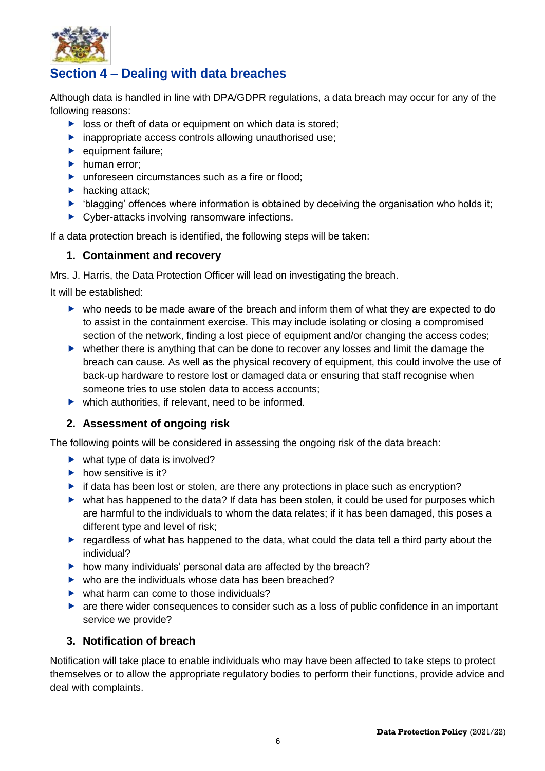## Section 4 – Dealing with data breaches

Although data is handled in line with DPA/GDPR regulations, a data breach may occur for any of the following reasons:

- loss or theft of data or equipment on which data is stored;
- inappropriate access controls allowing unauthorised use;
- equipment failure;
- human error;
- unforeseen circumstances such as a fire or flood;
- hacking attack;
- 'blagging' offences where information is obtained by deceiving the organisation who holds it;
- Cyber-attacks involving ransomware infections.

If a data protection breach is identified, the following steps will be taken:

### 1. Containment and recovery

Mrs. J. Harris, the Data Protection Officer will lead on investigating the breach.

It will be established:

- who needs to be made aware of the breach and inform them of what they are expected to do to assist in the containment exercise. This may include isolating or closing a compromised section of the network, finding a lost piece of equipment and/or changing the access codes;
- whether there is anything that can be done to recover any losses and limit the damage the breach can cause. As well as the physical recovery of equipment, this could involve the use of back-up hardware to restore lost or damaged data or ensuring that staff recognise when someone tries to use stolen data to access accounts;
- which authorities, if relevant, need to be informed.

### 2. Assessment of ongoing risk

The following points will be considered in assessing the ongoing risk of the data breach:

- what type of data is involved?
- how sensitive is it?
- if data has been lost or stolen, are there any protections in place such as encryption?
- what has happened to the data? If data has been stolen, it could be used for purposes which are harmful to the individuals to whom the data relates; if it has been damaged, this poses a different type and level of risk;
- regardless of what has happened to the data, what could the data tell a third party about the individual?
- how many individuals' personal data are affected by the breach?
- who are the individuals whose data has been breached?
- what harm can come to those individuals?
- are there wider consequences to consider such as a loss of public confidence in an important service we provide?

### 3. Notification of breach

Notification will take place to enable individuals who may have been affected to take steps to protect themselves or to allow the appropriate regulatory bodies to perform their functions, provide advice and deal with complaints.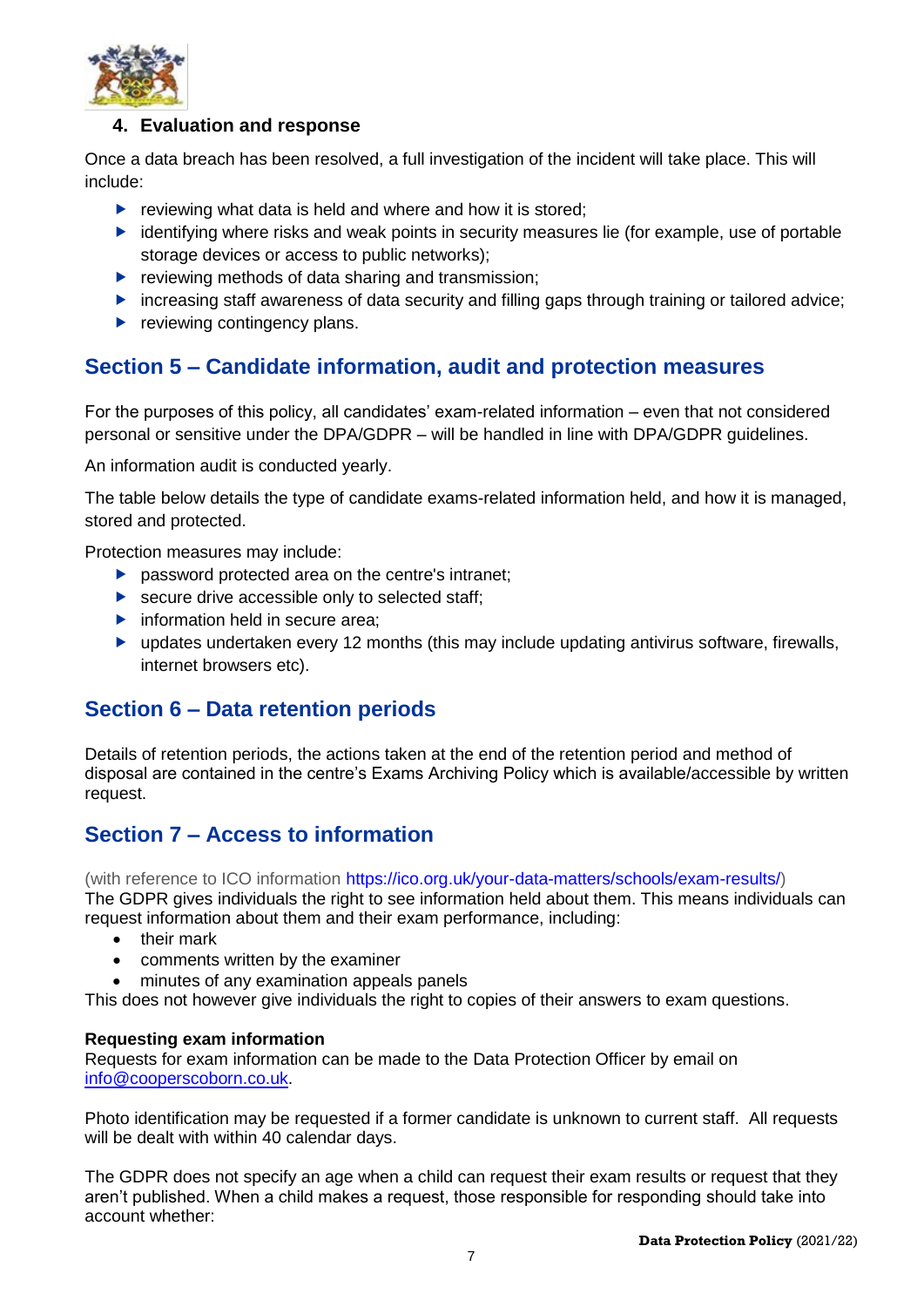#### 4. Evaluation and response

Once a data breach has been resolved, a full investigation of the incident will take place. This will include:

- reviewing what data is held and where and how it is stored;
- identifying where risks and weak points in security measures lie (for example, use of portable storage devices or access to public networks);
- reviewing methods of data sharing and transmission;
- increasing staff awareness of data security and filling gaps through training or tailored advice;
- reviewing contingency plans.

## Section 5 – Candidate information, audit and protection measures

For the purposes of this policy, all candidates' exam-related information – even that not considered personal or sensitive under the DPA/GDPR – will be handled in line with DPA/GDPR guidelines.

An information audit is conducted yearly.

The table below details the type of candidate exams-related information held, and how it is managed, stored and protected.

Protection measures may include:

- password protected area on the centre's intranet;
- secure drive accessible only to selected staff;
- information held in secure area;
- updates undertaken every 12 months (this may include updating antivirus software, firewalls, internet browsers etc).

## Section 6 – Data retention periods

Details of retention periods, the actions taken at the end of the retention period and method of disposal are contained in the centre's Exams Archiving Policy which is available/accessible by written request.

## Section 7 – Access to information

(with reference to ICO information https://ico.org.uk/your-data-matters/schools/exam-results/)

The GDPR gives individuals the right to see information held about them. This means individuals can request information about them and their exam performance, including:

- their mark
- comments written by the examiner
- minutes of any examination appeals panels

This does not however give individuals the right to copies of their answers to exam questions.

**Requesting exam information**

Requests for exam information can be made to the Data Protection Officer by email on info@cooperscoborn.co.uk.

Photo identification may be requested if a former candidate is unknown to current staff. All requests will be dealt with within 40 calendar days.

The GDPR does not specify an age when a child can request their exam results or request that they aren't published. When a child makes a request, those responsible for responding should take into account whether: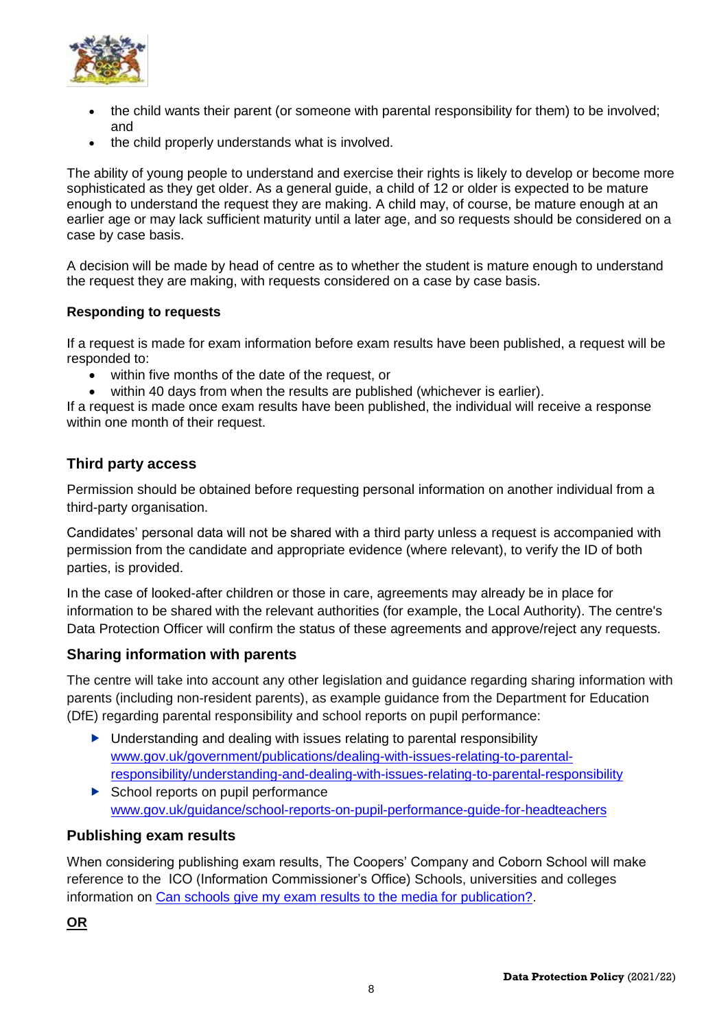- the child wants their parent (or someone with parental responsibility for them) to be involved; and
- the child properly understands what is involved.

The ability of young people to understand and exercise their rights is likely to develop or become more sophisticated as they get older. As a general guide, a child of 12 or older is expected to be mature enough to understand the request they are making. A child may, of course, be mature enough at an earlier age or may lack sufficient maturity until a later age, and so requests should be considered on a case by case basis.

A decision will be made by head of centre as to whether the student is mature enough to understand the request they are making, with requests considered on a case by case basis.

**Responding to requests**

If a request is made for exam information before exam results have been published, a request will be responded to:

- within five months of the date of the request, or
- within 40 days from when the results are published (whichever is earlier).

If a request is made once exam results have been published, the individual will receive a response within one month of their request.

## Third party access

Permission should be obtained before requesting personal information on another individual from a third-party organisation.

Candidates' personal data will not be shared with a third party unless a request is accompanied with permission from the candidate and appropriate evidence (where relevant), to verify the ID of both parties, is provided.

In the case of looked-after children or those in care, agreements may already be in place for information to be shared with the relevant authorities (for example, the Local Authority). The centre's Data Protection Officer will confirm the status of these agreements and approve/reject any requests.

## Sharing information with parents

The centre will take into account any other legislation and guidance regarding sharing information with parents (including non-resident parents), as example guidance from the Department for Education (DfE) regarding parental responsibility and school reports on pupil performance:

- Understanding and dealing with issues relating to parental responsibility [www.gov.uk/government/publications/dealing-with-issues-relating-to-parental-responsibility/understanding-and-dealing-with-issues-relating-to-parental-responsibility](www.gov.uk/government/publications/dealing-with-issues-relating-to-parental-responsibility/understanding-and-dealing-with-issues-relating-to-parental-responsibility)
- School reports on pupil performance [www.gov.uk/guidance/school-reports-on-pupil-performance-guide-for-headteachers](www.gov.uk/guidance/school-reports-on-pupil-performance-guide-for-headteachers)

## Publishing exam results

When considering publishing exam results, The Coopers' Company and Coborn School will make reference to the ICO (Information Commissioner's Office) Schools, universities and colleges information on Can schools give my exam results to the media for publication?.

**OR**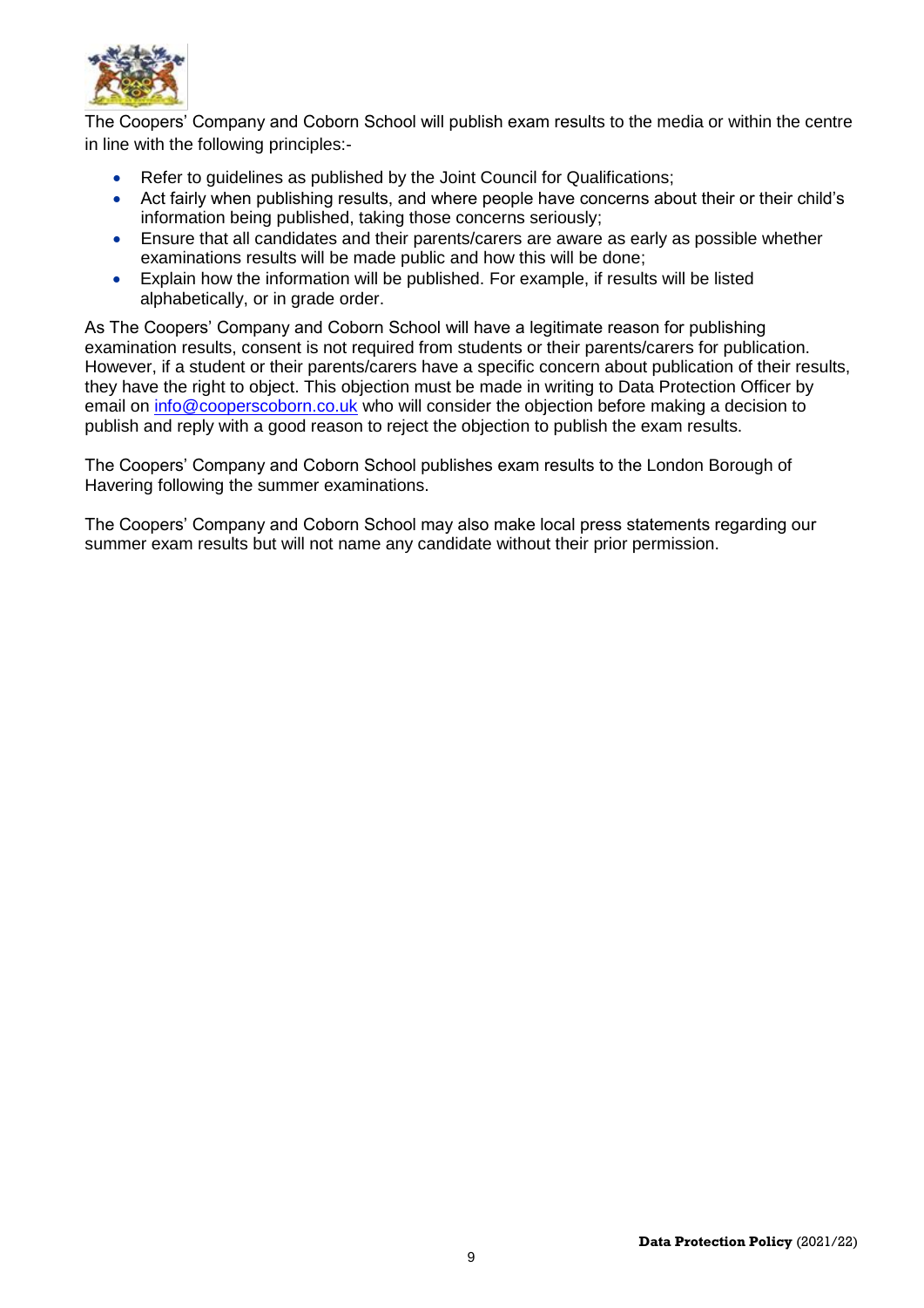The Coopers' Company and Coborn School will publish exam results to the media or within the centre in line with the following principles:-

- Refer to guidelines as published by the Joint Council for Qualifications;
- Act fairly when publishing results, and where people have concerns about their or their child's information being published, taking those concerns seriously;
- Ensure that all candidates and their parents/carers are aware as early as possible whether examinations results will be made public and how this will be done;
- Explain how the information will be published. For example, if results will be listed alphabetically, or in grade order.

As The Coopers' Company and Coborn School will have a legitimate reason for publishing examination results, consent is not required from students or their parents/carers for publication. However, if a student or their parents/carers have a specific concern about publication of their results, they have the right to object. This objection must be made in writing to Data Protection Officer by email on info@cooperscoborn.co.uk who will consider the objection before making a decision to publish and reply with a good reason to reject the objection to publish the exam results.

The Coopers' Company and Coborn School publishes exam results to the London Borough of Havering following the summer examinations.

The Coopers' Company and Coborn School may also make local press statements regarding our summer exam results but will not name any candidate without their prior permission.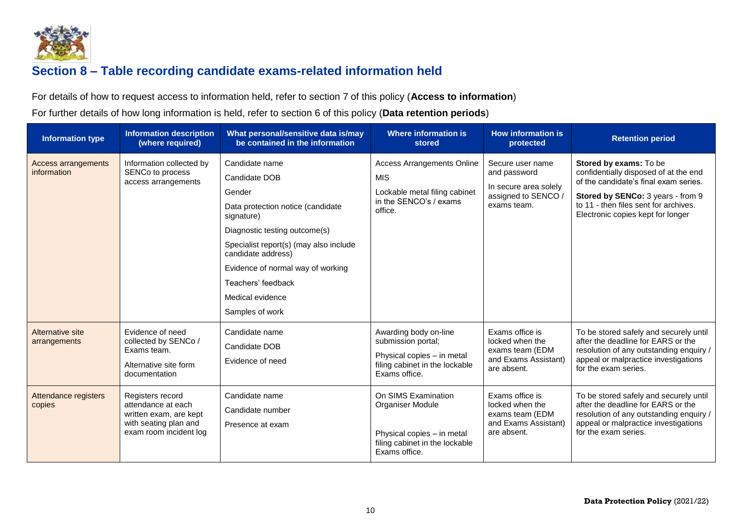## Section 8 – Table recording candidate exams-related information held

For details of how to request access to information held, refer to section 7 of this policy (**Access to information**)

For further details of how long information is held, refer to section 6 of this policy (**Data retention periods**)

| Information type | Information description (where required) | What personal/sensitive data is/may be contained in the information | Where information is stored | How information is protected | Retention period |
|---|---|---|---|---|---|
| Access arrangements information | Information collected by SENCo to process access arrangements | Candidate name<br>Candidate DOB<br>Gender<br>Data protection notice (candidate signature)<br>Diagnostic testing outcome(s)<br>Specialist report(s) (may also include candidate address)<br>Evidence of normal way of working<br>Teachers' feedback<br>Medical evidence<br>Samples of work | Access Arrangements Online<br>MIS<br>Lockable metal filing cabinet in the SENCO's / exams office. | Secure user name and password<br>In secure area solely assigned to SENCO / exams team. | **Stored by exams:** To be confidentially disposed of at the end of the candidate's final exam series.<br>**Stored by SENCo:** 3 years - from 9 to 11 - then files sent for archives. Electronic copies kept for longer |
| Alternative site arrangements | Evidence of need collected by SENCo / Exams team.<br>Alternative site form documentation | Candidate name<br>Candidate DOB<br>Evidence of need | Awarding body on-line submission portal;<br>Physical copies – in metal filing cabinet in the lockable Exams office. | Exams office is locked when the exams team (EDM and Exams Assistant) are absent. | To be stored safely and securely until after the deadline for EARS or the resolution of any outstanding enquiry / appeal or malpractice investigations for the exam series. |
| Attendance registers copies | Registers record attendance at each written exam, are kept with seating plan and exam room incident log | Candidate name<br>Candidate number<br>Presence at exam | On SIMS Examination Organiser Module<br>Physical copies – in metal filing cabinet in the lockable Exams office. | Exams office is locked when the exams team (EDM and Exams Assistant) are absent. | To be stored safely and securely until after the deadline for EARS or the resolution of any outstanding enquiry / appeal or malpractice investigations for the exam series. |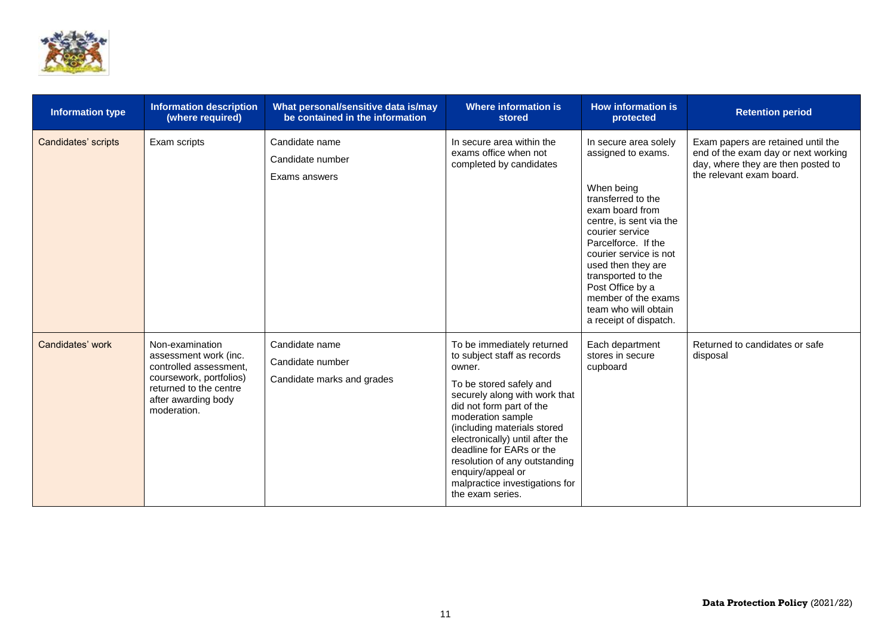| Information type | Information description (where required) | What personal/sensitive data is/may be contained in the information | Where information is stored | How information is protected | Retention period |
|---|---|---|---|---|---|
| Candidates' scripts | Exam scripts | Candidate name<br>Candidate number<br>Exams answers | In secure area within the exams office when not completed by candidates | In secure area solely assigned to exams.<br><br>When being transferred to the exam board from centre, is sent via the courier service Parcelforce. If the courier service is not used then they are transported to the Post Office by a member of the exams team who will obtain a receipt of dispatch. | Exam papers are retained until the end of the exam day or next working day, where they are then posted to the relevant exam board. |
| Candidates' work | Non-examination assessment work (inc. controlled assessment, coursework, portfolios) returned to the centre after awarding body moderation. | Candidate name<br>Candidate number<br>Candidate marks and grades | To be immediately returned to subject staff as records owner.<br><br>To be stored safely and securely along with work that did not form part of the moderation sample (including materials stored electronically) until after the deadline for EARs or the resolution of any outstanding enquiry/appeal or malpractice investigations for the exam series. | Each department stores in secure cupboard | Returned to candidates or safe disposal |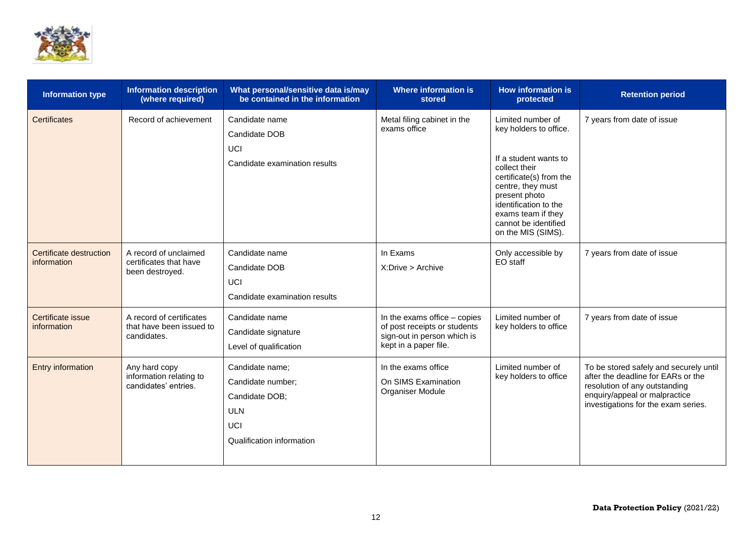| Information type | Information description (where required) | What personal/sensitive data is/may be contained in the information | Where information is stored | How information is protected | Retention period |
|---|---|---|---|---|---|
| Certificates | Record of achievement | Candidate name<br>Candidate DOB<br>UCI<br>Candidate examination results | Metal filing cabinet in the exams office | Limited number of key holders to office.<br><br>If a student wants to collect their certificate(s) from the centre, they must present photo identification to the exams team if they cannot be identified on the MIS (SIMS). | 7 years from date of issue |
| Certificate destruction information | A record of unclaimed certificates that have been destroyed. | Candidate name<br>Candidate DOB<br>UCI<br>Candidate examination results | In Exams<br>X:Drive > Archive | Only accessible by EO staff | 7 years from date of issue |
| Certificate issue information | A record of certificates that have been issued to candidates. | Candidate name<br>Candidate signature<br>Level of qualification | In the exams office – copies of post receipts or students sign-out in person which is kept in a paper file. | Limited number of key holders to office | 7 years from date of issue |
| Entry information | Any hard copy information relating to candidates' entries. | Candidate name;<br>Candidate number;<br>Candidate DOB;<br>ULN<br>UCI<br>Qualification information | In the exams office<br>On SIMS Examination Organiser Module | Limited number of key holders to office | To be stored safely and securely until after the deadline for EARs or the resolution of any outstanding enquiry/appeal or malpractice investigations for the exam series. |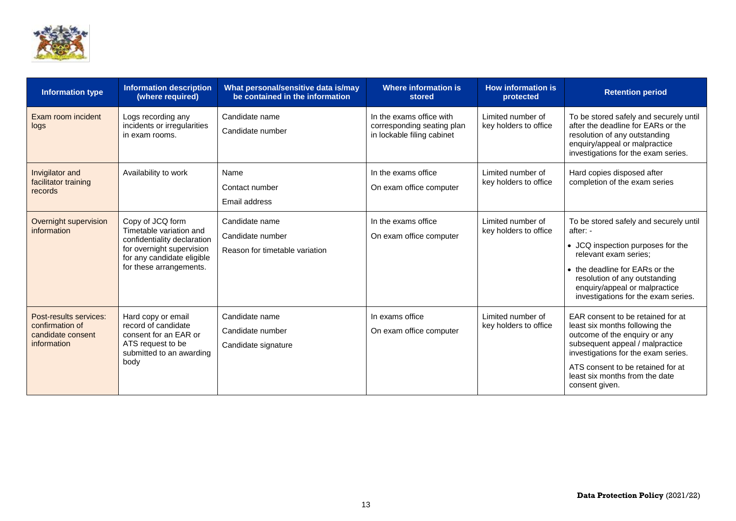| Information type | Information description (where required) | What personal/sensitive data is/may be contained in the information | Where information is stored | How information is protected | Retention period |
|---|---|---|---|---|---|
| Exam room incident logs | Logs recording any incidents or irregularities in exam rooms. | Candidate name<br>Candidate number | In the exams office with corresponding seating plan in lockable filing cabinet | Limited number of key holders to office | To be stored safely and securely until after the deadline for EARs or the resolution of any outstanding enquiry/appeal or malpractice investigations for the exam series. |
| Invigilator and facilitator training records | Availability to work | Name<br>Contact number<br>Email address | In the exams office<br>On exam office computer | Limited number of key holders to office | Hard copies disposed after completion of the exam series |
| Overnight supervision information | Copy of JCQ form Timetable variation and confidentiality declaration for overnight supervision for any candidate eligible for these arrangements. | Candidate name<br>Candidate number<br>Reason for timetable variation | In the exams office<br>On exam office computer | Limited number of key holders to office | To be stored safely and securely until after: -<br>• JCQ inspection purposes for the relevant exam series;<br>• the deadline for EARs or the resolution of any outstanding enquiry/appeal or malpractice investigations for the exam series. |
| Post-results services: confirmation of candidate consent information | Hard copy or email record of candidate consent for an EAR or ATS request to be submitted to an awarding body | Candidate name<br>Candidate number<br>Candidate signature | In exams office<br>On exam office computer | Limited number of key holders to office | EAR consent to be retained for at least six months following the outcome of the enquiry or any subsequent appeal / malpractice investigations for the exam series.<br>ATS consent to be retained for at least six months from the date consent given. |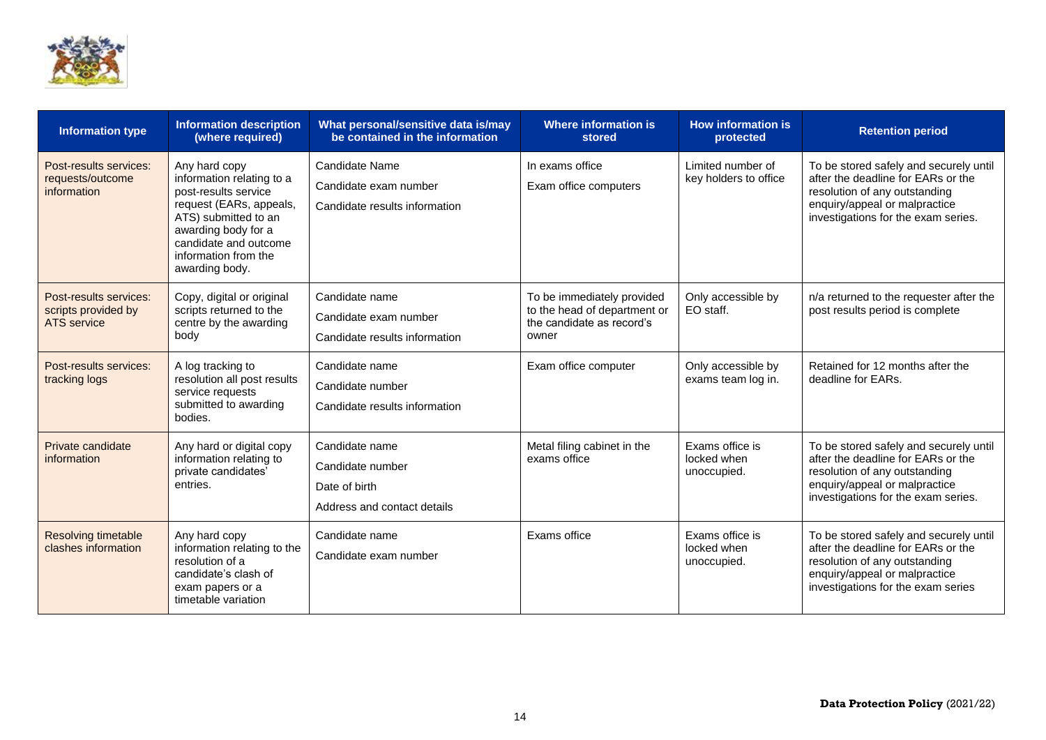| Information type | Information description (where required) | What personal/sensitive data is/may be contained in the information | Where information is stored | How information is protected | Retention period |
|---|---|---|---|---|---|
| Post-results services: requests/outcome information | Any hard copy information relating to a post-results service request (EARs, appeals, ATS) submitted to an awarding body for a candidate and outcome information from the awarding body. | Candidate Name<br>Candidate exam number<br>Candidate results information | In exams office<br>Exam office computers | Limited number of key holders to office | To be stored safely and securely until after the deadline for EARs or the resolution of any outstanding enquiry/appeal or malpractice investigations for the exam series. |
| Post-results services: scripts provided by ATS service | Copy, digital or original scripts returned to the centre by the awarding body | Candidate name<br>Candidate exam number<br>Candidate results information | To be immediately provided to the head of department or the candidate as record's owner | Only accessible by EO staff. | n/a returned to the requester after the post results period is complete |
| Post-results services: tracking logs | A log tracking to resolution all post results service requests submitted to awarding bodies. | Candidate name<br>Candidate number<br>Candidate results information | Exam office computer | Only accessible by exams team log in. | Retained for 12 months after the deadline for EARs. |
| Private candidate information | Any hard or digital copy information relating to private candidates' entries. | Candidate name<br>Candidate number<br>Date of birth<br>Address and contact details | Metal filing cabinet in the exams office | Exams office is locked when unoccupied. | To be stored safely and securely until after the deadline for EARs or the resolution of any outstanding enquiry/appeal or malpractice investigations for the exam series. |
| Resolving timetable clashes information | Any hard copy information relating to the resolution of a candidate's clash of exam papers or a timetable variation | Candidate name<br>Candidate exam number | Exams office | Exams office is locked when unoccupied. | To be stored safely and securely until after the deadline for EARs or the resolution of any outstanding enquiry/appeal or malpractice investigations for the exam series |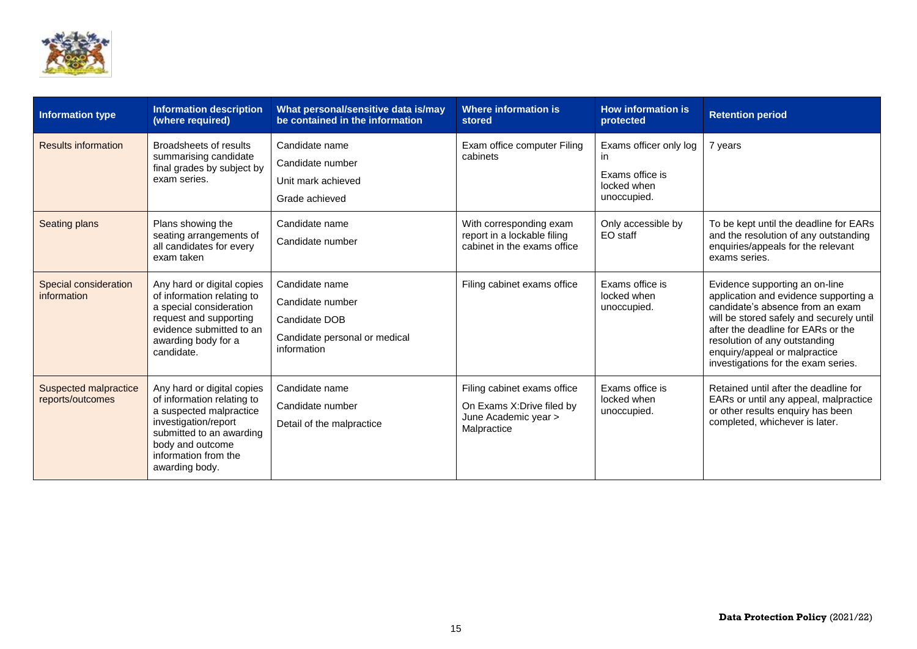| Information type | Information description (where required) | What personal/sensitive data is/may be contained in the information | Where information is stored | How information is protected | Retention period |
|---|---|---|---|---|---|
| Results information | Broadsheets of results summarising candidate final grades by subject by exam series. | Candidate name<br>Candidate number<br>Unit mark achieved<br>Grade achieved | Exam office computer Filing cabinets | Exams officer only log in<br>Exams office is locked when unoccupied. | 7 years |
| Seating plans | Plans showing the seating arrangements of all candidates for every exam taken | Candidate name<br>Candidate number | With corresponding exam report in a lockable filing cabinet in the exams office | Only accessible by EO staff | To be kept until the deadline for EARs and the resolution of any outstanding enquiries/appeals for the relevant exams series. |
| Special consideration information | Any hard or digital copies of information relating to a special consideration request and supporting evidence submitted to an awarding body for a candidate. | Candidate name<br>Candidate number<br>Candidate DOB<br>Candidate personal or medical information | Filing cabinet exams office | Exams office is locked when unoccupied. | Evidence supporting an on-line application and evidence supporting a candidate's absence from an exam will be stored safely and securely until after the deadline for EARs or the resolution of any outstanding enquiry/appeal or malpractice investigations for the exam series. |
| Suspected malpractice reports/outcomes | Any hard or digital copies of information relating to a suspected malpractice investigation/report submitted to an awarding body and outcome information from the awarding body. | Candidate name<br>Candidate number<br>Detail of the malpractice | Filing cabinet exams office<br>On Exams X:Drive filed by June Academic year > Malpractice | Exams office is locked when unoccupied. | Retained until after the deadline for EARs or until any appeal, malpractice or other results enquiry has been completed, whichever is later. |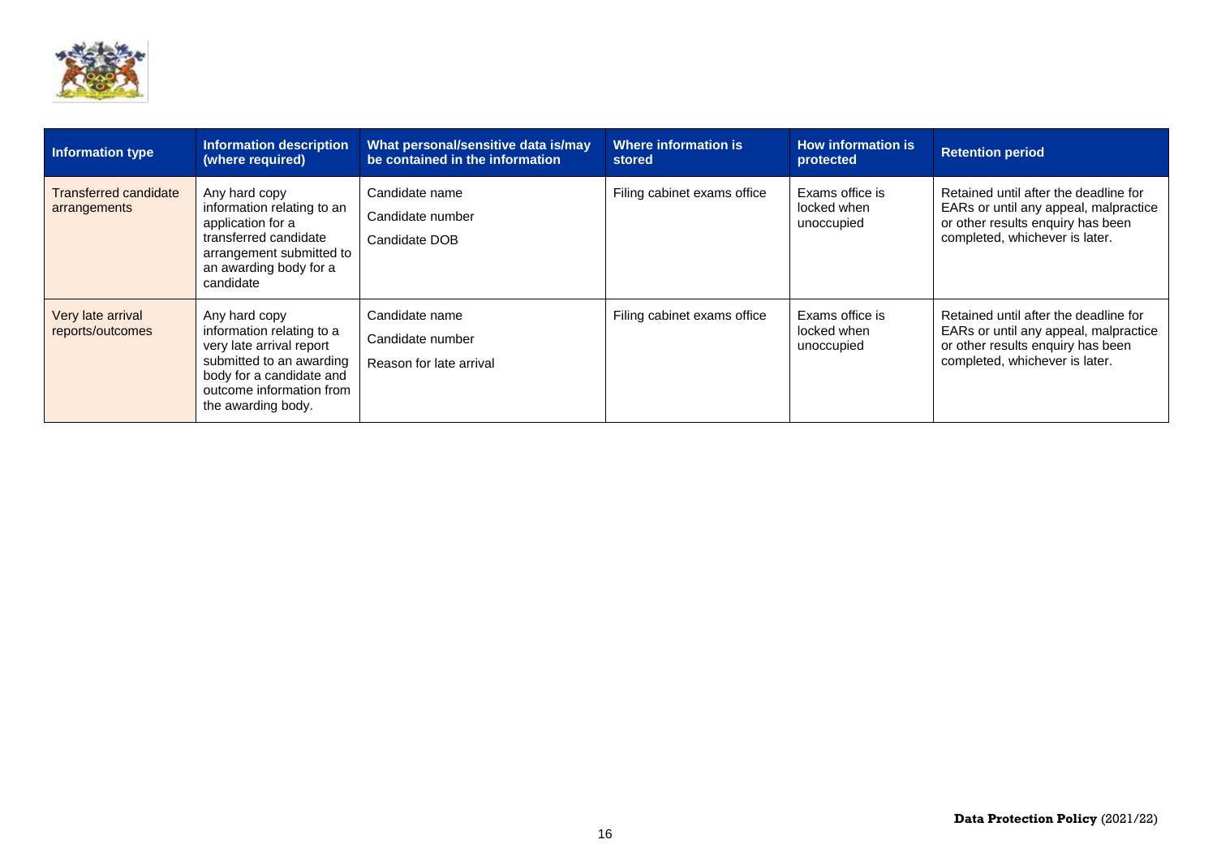| Information type | Information description (where required) | What personal/sensitive data is/may be contained in the information | Where information is stored | How information is protected | Retention period |
|---|---|---|---|---|---|
| Transferred candidate arrangements | Any hard copy information relating to an application for a transferred candidate arrangement submitted to an awarding body for a candidate | Candidate name<br>Candidate number<br>Candidate DOB | Filing cabinet exams office | Exams office is locked when unoccupied | Retained until after the deadline for EARs or until any appeal, malpractice or other results enquiry has been completed, whichever is later. |
| Very late arrival reports/outcomes | Any hard copy information relating to a very late arrival report submitted to an awarding body for a candidate and outcome information from the awarding body. | Candidate name<br>Candidate number<br>Reason for late arrival | Filing cabinet exams office | Exams office is locked when unoccupied | Retained until after the deadline for EARs or until any appeal, malpractice or other results enquiry has been completed, whichever is later. |